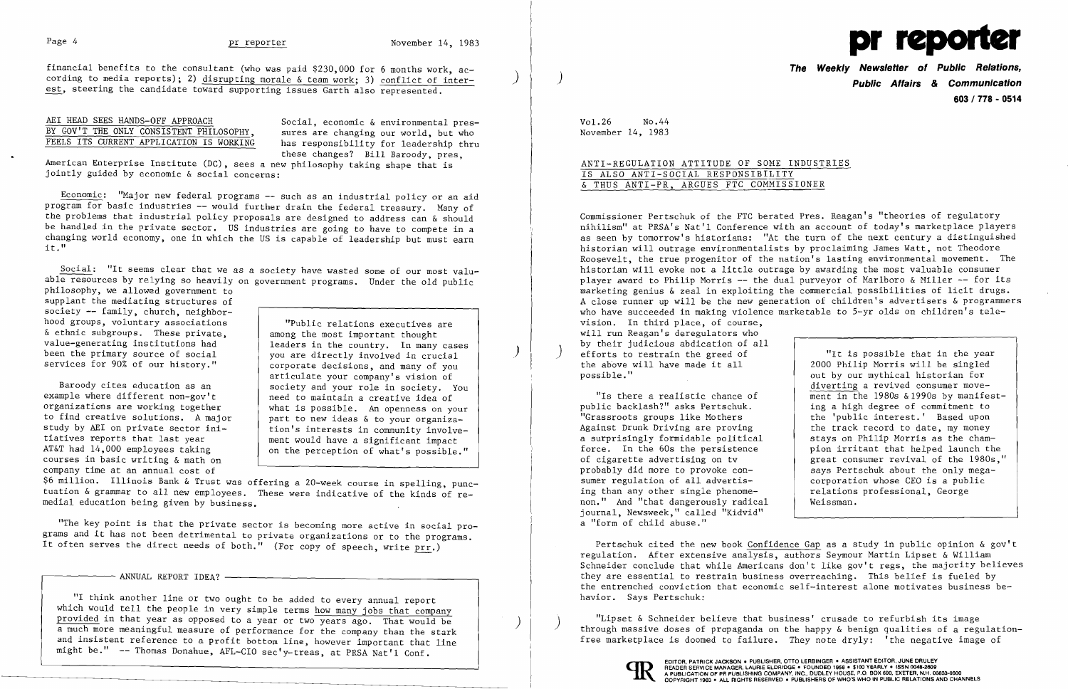financial benefits to the consultant (who was paid $230,000 for 6 months work, according to media reports); 2) disrupting morale & team work; 3) conflict of interest, steering the candidate toward supporting issues Garth also represented.

## AEI HEAD SEES HANDS-OFF APPROACH BY GOV'T THE ONLY CONSISTENT PHILOSOPHY, FEELS ITS CURRENT APPLICATION IS WORKING

Social, economic & environmental pressures are changing our world, but who has responsibility for leadership thru these changes? Bill Baroody, pres, American Enterprise Institute (DC), sees a new philosophy taking shape that is jointly guided by economic & social concerns:

Economic: "Major new federal programs -- such as an industrial policy or an aid program for basic industries -- would further drain the federal treasury. Many of the problems that industrial policy proposals are designed to address can & should be handled in the private sector. US industries are going to have to compete in a changing world economy, one in which the US is capable of leadership but must earn it."

Social: "It seems clear that we as a society have wasted some of our most valuable resources by relying so heavily on government programs. Under the old public philosophy, we allowed government to supplant the mediating structures of society -- family, church, neighborhood groups, voluntary associations & ethnic subgroups. These private, value-generating institutions had been the primary source of social services for 90% of our history."

> "Public relations executives are among the most important thought leaders in the country. In many cases you are directly involved in crucial corporate decisions, and many of you articulate your company's vision of society and your role in society. You need to maintain a creative idea of what is possible. An openness on your part to new ideas & to your organization's interests in community involvement would have a significant impact on the perception of what's possible."

Baroody cites education as an example where different non-gov't organizations are working together to find creative solutions. A major study by AEI on private sector initiatives reports that last year AT&T had 14,000 employees taking courses in basic writing & math on company time at an annual cost of $6 million. Illinois Bank & Trust was offering a 20-week course in spelling, punctuation & grammar to all new employees. These were indicative of the kinds of remedial education being given by business.

"The key point is that the private sector is becoming more active in social programs and it has not been detrimental to private organizations or to the programs. It often serves the direct needs of both." (For copy of speech, write prr.)

### ANNUAL REPORT IDEA?

"I think another line or two ought to be added to every annual report which would tell the people in very simple terms how many jobs that company provided in that year as opposed to a year or two years ago. That would be a much more meaningful measure of performance for the company than the stark and insistent reference to a profit bottom line, however important that line might be." -- Thomas Donahue, AFL-CIO sec'y-treas, at PRSA Nat'l Conf.

# pr reporter

**The Weekly Newsletter of Public Relations, Public Affairs & Communication**

**603 / 778 - 0514**

Vol.26 No.44
November 14, 1983

## ANTI-REGULATION ATTITUDE OF SOME INDUSTRIES IS ALSO ANTI-SOCIAL RESPONSIBILITY & THUS ANTI-PR, ARGUES FTC COMMISSIONER

Commissioner Pertschuk of the FTC berated Pres. Reagan's "theories of regulatory nihilism" at PRSA's Nat'l Conference with an account of today's marketplace players as seen by tomorrow's historians: "At the turn of the next century a distinguished historian will outrage environmentalists by proclaiming James Watt, not Theodore Roosevelt, the true progenitor of the nation's lasting environmental movement. The historian will evoke not a little outrage by awarding the most valuable consumer player award to Philip Morris -- the dual purveyor of Marlboro & Miller -- for its marketing genius & zeal in exploiting the commercial possibilities of licit drugs. A close runner up will be the new generation of children's advertisers & programmers who have succeeded in making violence marketable to 5-yr olds on children's television. In third place, of course, will run Reagan's deregulators who by their judicious abdication of all efforts to restrain the greed of the above will have made it all possible."

> "It is possible that in the year 2000 Philip Morris will be singled out by our mythical historian for diverting a revived consumer movement in the 1980s & 1990s by manifesting a high degree of commitment to the 'public interest.' Based upon the track record to date, my money stays on Philip Morris as the champion irritant that helped launch the great consumer revival of the 1980s," says Pertschuk about the only megacorporation whose CEO is a public relations professional, George Weissman.

"Is there a realistic chance of public backlash?" asks Pertschuk. "Grassroots groups like Mothers Against Drunk Driving are proving a surprisingly formidable political force. In the 60s the persistence of cigarette advertising on tv probably did more to provoke consumer regulation of all advertising than any other single phenomenon." And "that dangerously radical journal, Newsweek," called "Kidvid" a "form of child abuse."

Pertschuk cited the new book Confidence Gap as a study in public opinion & gov't regulation. After extensive analysis, authors Seymour Martin Lipset & William Schneider conclude that while Americans don't like gov't regs, the majority believes they are essential to restrain business overreaching. This belief is fueled by the entrenched conviction that economic self-interest alone motivates business behavior. Says Pertschuk:

"Lipset & Schneider believe that business' crusade to refurbish its image through massive doses of propaganda on the happy & benign qualities of a regulation-free marketplace is doomed to failure. They note dryly: 'the negative image of

EDITOR, PATRICK JACKSON • PUBLISHER, OTTO LERBINGER • ASSISTANT EDITOR, JUNE DRULEY
READER SERVICE MANAGER, LAURIE ELDRIDGE • FOUNDED 1958 • $100 YEARLY • ISSN 0048-2609
A PUBLICATION OF PR PUBLISHING COMPANY, INC., DUDLEY HOUSE, P.O. BOX 600, EXETER, N.H. 03833-0600
COPYRIGHT 1983 • ALL RIGHTS RESERVED • PUBLISHERS OF WHO'S WHO IN PUBLIC RELATIONS AND CHANNELS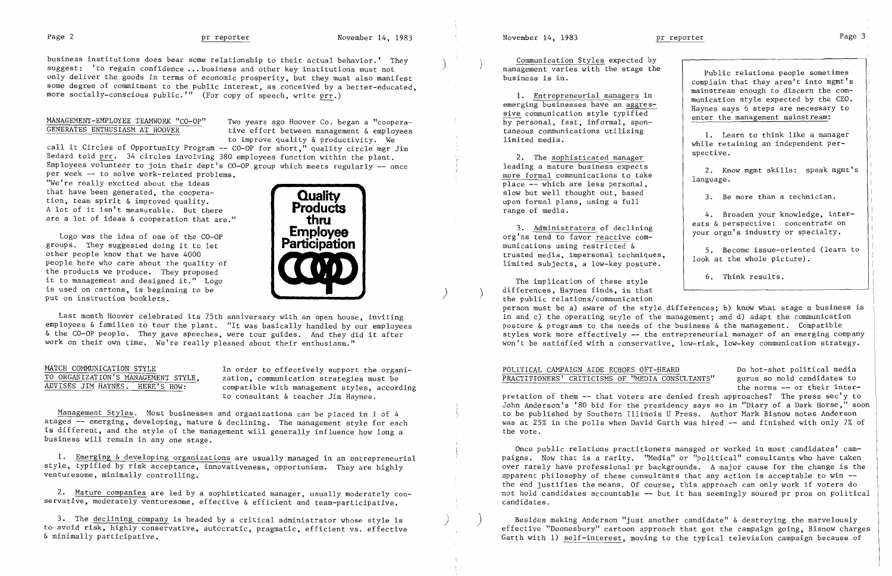business institutions does bear some relationship to their actual behavior.' They suggest: 'to regain confidence ... business and other key institutions must not only deliver the goods in terms of economic prosperity, but they must also manifest some degree of commitment to the public interest, as conceived by a better-educated, more socially-conscious public.'" (For copy of speech, write prr.)

MANAGEMENT-EMPLOYEE TEAMWORK "CO-OP" GENERATES ENTHUSIASM AT HOOVER

Two years ago Hoover Co. began a "cooperative effort between management & employees to improve quality & productivity. We call it Circles of Opportunity Program -- CO-OP for short," quality circle mgr Jim Bedard told prr. 34 circles involving 380 employees function within the plant. Employees volunteer to join their dept's CO-OP group which meets regularly -- once per week -- to solve work-related problems. "We're really excited about the ideas that have been generated, the cooperation, team spirit & improved quality. A lot of it isn't measurable. But there are a lot of ideas & cooperation that are."

Quality Products thru Employee Participation

Logo was the idea of one of the CO-OP groups. They suggested doing it to let other people know that we have 4000 people here who care about the quality of the products we produce. They proposed it to management and designed it." Logo is used on cartons, is beginning to be put on instruction booklets.

Last month Hoover celebrated its 75th anniversary with an open house, inviting employees & families to tour the plant. "It was basically handled by our employees & the CO-OP people. They gave speeches, were tour guides. And they did it after work on their own time. We're really pleased about their enthusiasm."

MATCH COMMUNICATION STYLE TO ORGANIZATION'S MANAGEMENT STYLE, ADVISES JIM HAYNES. HERE'S HOW:

In order to effectively support the organization, communication strategies must be compatible with management styles, according to consultant & teacher Jim Haynes.

Management Styles. Most businesses and organizations can be placed in 1 of 4 stages -- emerging, developing, mature & declining. The management style for each is different, and the style of the management will generally influence how long a business will remain in any one stage.

1. Emerging & developing organizations are usually managed in an entrepreneurial style, typified by risk acceptance, innovativeness, opportunism. They are highly venturesome, minimally controlling.

2. Mature companies are led by a sophisticated manager, usually moderately conservative, moderately venturesome, effective & efficient and team-participative.

3. The declining company is headed by a critical administrator whose style is to avoid risk, highly conservative, autocratic, pragmatic, efficient vs. effective & minimally participative.

Communication Styles expected by management varies with the stage the business is in.

1. Entrepreneurial managers in emerging businesses have an aggressive communication style typified by personal, fast, informal, spontaneous communications utilizing limited media.

2. The sophisticated manager leading a mature business expects more formal communications to take place -- which are less personal, slow but well thought out, based upon formal plans, using a full range of media.

3. Administrators of declining org'ns tend to favor reactive communications using restricted & trusted media, impersonal techniques, limited subjects, a low-key posture.

The implication of these style differences, Haynes finds, is that the public relations/communication person must be a) aware of the style differences; b) know what stage a business is in and c) the operating style of the management; and d) adapt the communication posture & programs to the needs of the business & the management. Compatible styles work more effectively -- the entrepreneurial manager of an emerging company won't be satisfied with a conservative, low-risk, low-key communication strategy.

> Public relations people sometimes complain that they aren't into mgmt's mainstream enough to discern the communication style expected by the CEO. Haynes says 6 steps are necessary to enter the management mainstream:
>
> 1. Learn to think like a manager while retaining an independent perspective.
>
> 2. Know mgmt skills: speak mgmt's language.
>
> 3. Be more than a technician.
>
> 4. Broaden your knowledge, interests & perspective: concentrate on your orgn's industry or specialty.
>
> 5. Become issue-oriented (learn to look at the whole picture).
>
> 6. Think results.

POLITICAL CAMPAIGN AIDE ECHOES OFT-HEARD PRACTITIONERS' CRITICISMS OF "MEDIA CONSULTANTS"

Do hot-shot political media gurus so mold candidates to the norms -- or their interpretation of them -- that voters are denied fresh approaches? The press sec'y to John Anderson's '80 bid for the presidency says so in "Diary of a Dark Horse," soon to be published by Southern Illinois U Press. Author Mark Bisnow notes Anderson was at 25% in the polls when David Garth was hired -- and finished with only 7% of the vote.

Once public relations practitioners managed or worked in most candidates' campaigns. Now that is a rarity. "Media" or "political" consultants who have taken over rarely have professional pr backgrounds. A major cause for the change is the apparent philosophy of these consultants that any action is acceptable to win -- the end justifies the means. Of course, this approach can only work if voters do not hold candidates accountable -- but it has seemingly soured pr pros on political candidates.

Besides making Anderson "just another candidate" & destroying the marvelously effective "Doonesbury" cartoon approach that got the campaign going, Bisnow charges Garth with 1) self-interest, moving to the typical television campaign because of